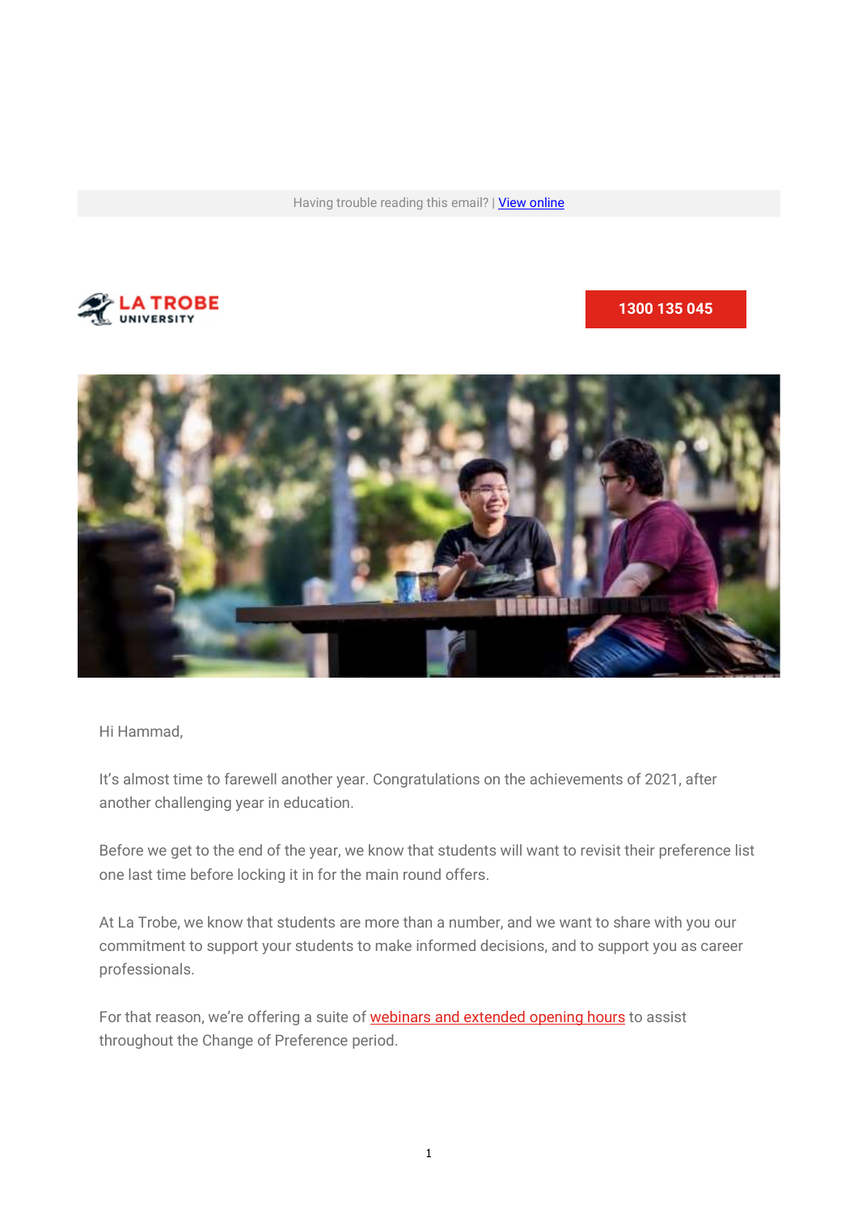Having trouble reading this email? | [View online]

LA TROBE UNIVERSITY

1300 135 045

Hi Hammad,

It's almost time to farewell another year. Congratulations on the achievements of 2021, after another challenging year in education.

Before we get to the end of the year, we know that students will want to revisit their preference list one last time before locking it in for the main round offers.

At La Trobe, we know that students are more than a number, and we want to share with you our commitment to support your students to make informed decisions, and to support you as career professionals.

For that reason, we're offering a suite of webinars and extended opening hours to assist throughout the Change of Preference period.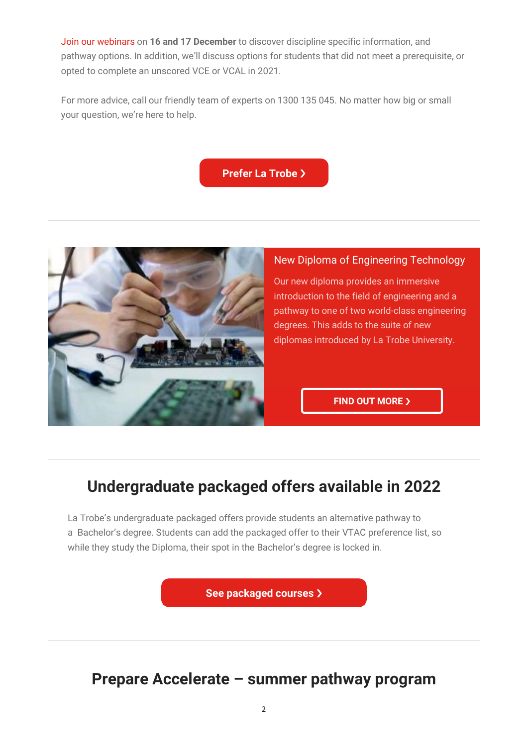Join our webinars on **16 and 17 December** to discover discipline specific information, and pathway options. In addition, we'll discuss options for students that did not meet a prerequisite, or opted to complete an unscored VCE or VCAL in 2021.

For more advice, call our friendly team of experts on 1300 135 045. No matter how big or small your question, we're here to help.

**Prefer La Trobe ❯**

---

### New Diploma of Engineering Technology

Our new diploma provides an immersive introduction to the field of engineering and a pathway to one of two world-class engineering degrees. This adds to the suite of new diplomas introduced by La Trobe University.

**FIND OUT MORE ❯**

---

## Undergraduate packaged offers available in 2022

La Trobe's undergraduate packaged offers provide students an alternative pathway to a Bachelor's degree. Students can add the packaged offer to their VTAC preference list, so while they study the Diploma, their spot in the Bachelor's degree is locked in.

**See packaged courses ❯**

---

## Prepare Accelerate – summer pathway program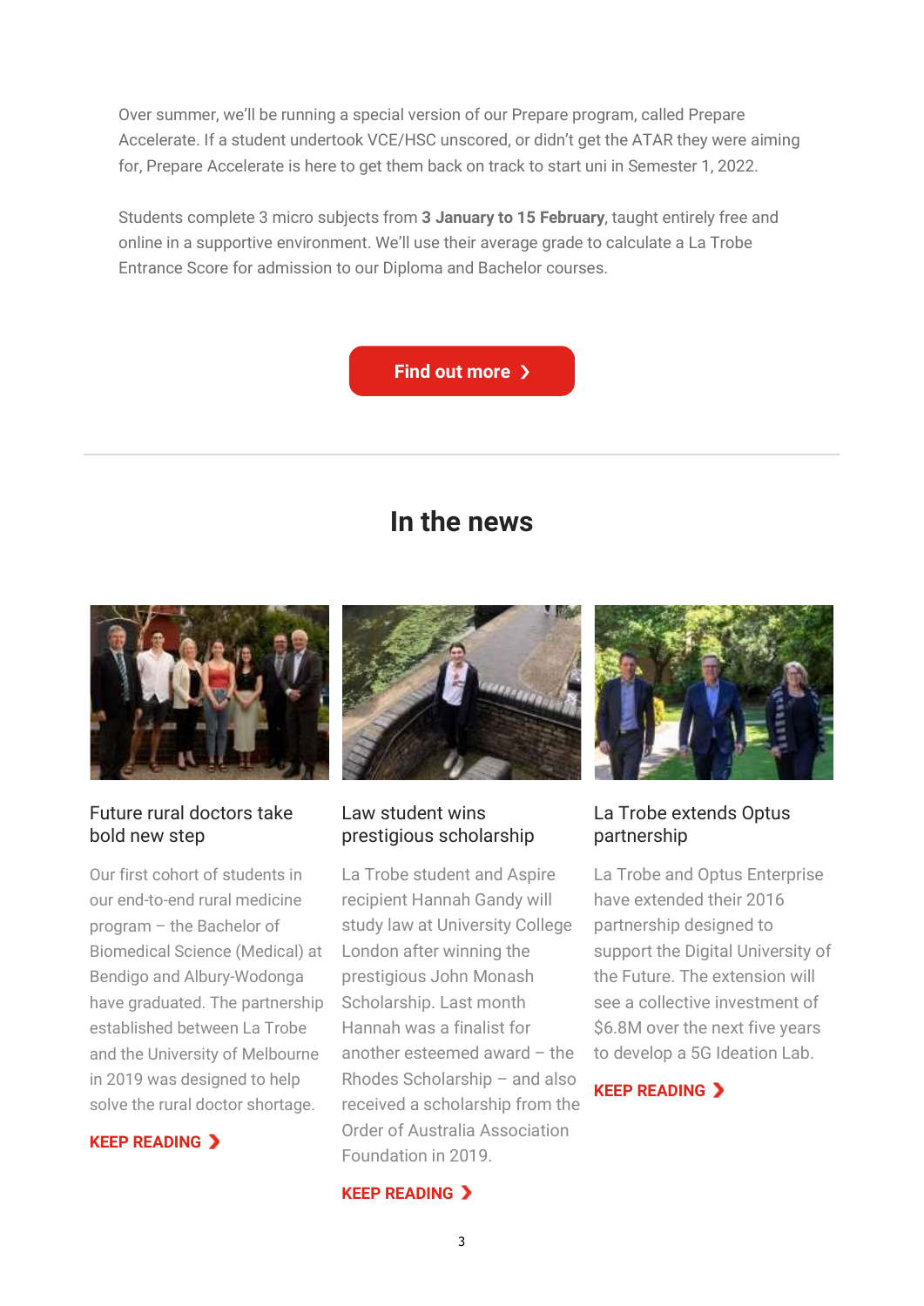Over summer, we'll be running a special version of our Prepare program, called Prepare Accelerate. If a student undertook VCE/HSC unscored, or didn't get the ATAR they were aiming for, Prepare Accelerate is here to get them back on track to start uni in Semester 1, 2022.

Students complete 3 micro subjects from **3 January to 15 February**, taught entirely free and online in a supportive environment. We'll use their average grade to calculate a La Trobe Entrance Score for admission to our Diploma and Bachelor courses.

**Find out more ›**

---

## In the news

### Future rural doctors take bold new step

Our first cohort of students in our end-to-end rural medicine program – the Bachelor of Biomedical Science (Medical) at Bendigo and Albury-Wodonga have graduated. The partnership established between La Trobe and the University of Melbourne in 2019 was designed to help solve the rural doctor shortage.

**KEEP READING ›**

### Law student wins prestigious scholarship

La Trobe student and Aspire recipient Hannah Gandy will study law at University College London after winning the prestigious John Monash Scholarship. Last month Hannah was a finalist for another esteemed award – the Rhodes Scholarship – and also received a scholarship from the Order of Australia Association Foundation in 2019.

**KEEP READING ›**

### La Trobe extends Optus partnership

La Trobe and Optus Enterprise have extended their 2016 partnership designed to support the Digital University of the Future. The extension will see a collective investment of $6.8M over the next five years to develop a 5G Ideation Lab.

**KEEP READING ›**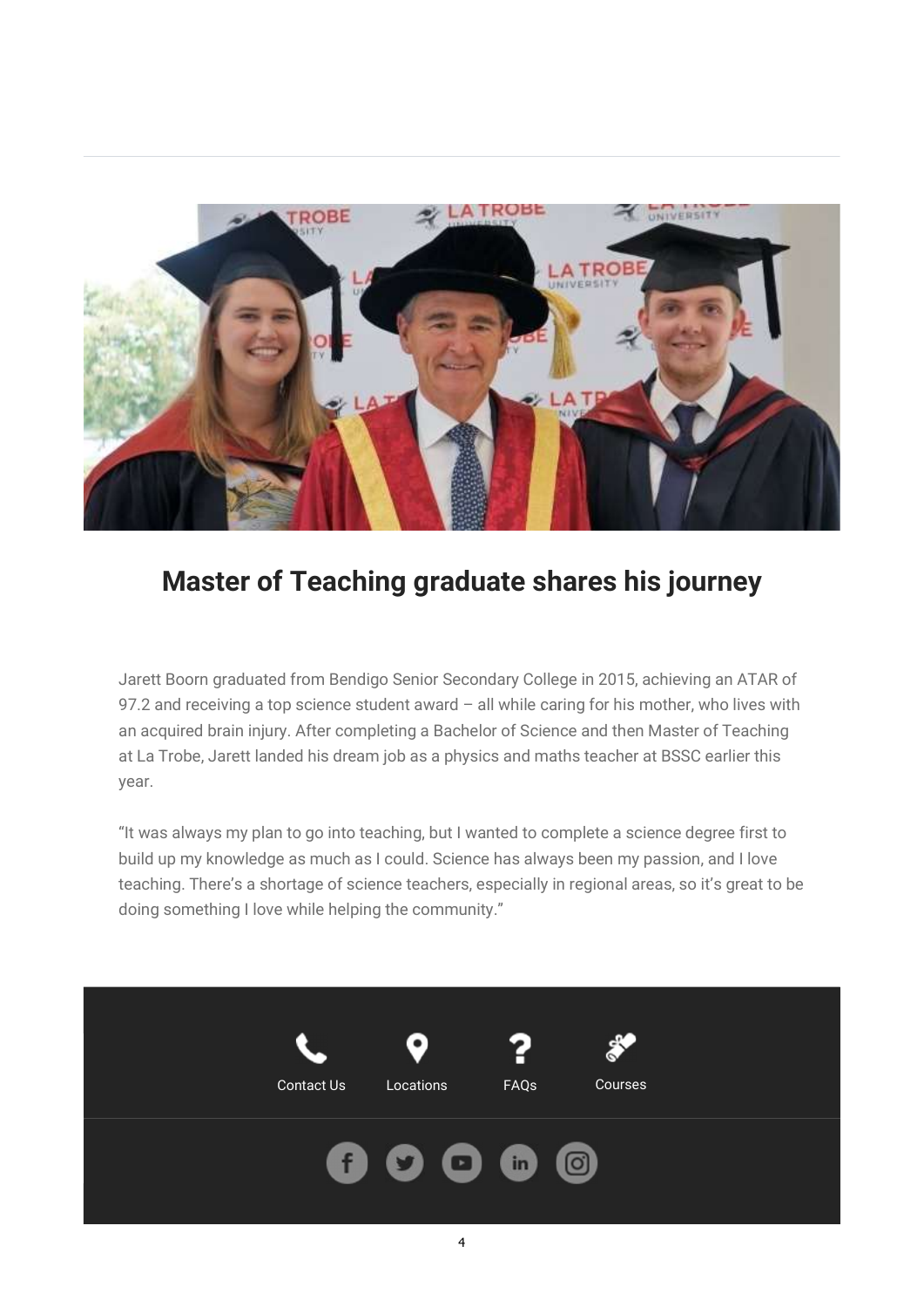## Master of Teaching graduate shares his journey

Jarett Boorn graduated from Bendigo Senior Secondary College in 2015, achieving an ATAR of 97.2 and receiving a top science student award – all while caring for his mother, who lives with an acquired brain injury. After completing a Bachelor of Science and then Master of Teaching at La Trobe, Jarett landed his dream job as a physics and maths teacher at BSSC earlier this year.

“It was always my plan to go into teaching, but I wanted to complete a science degree first to build up my knowledge as much as I could. Science has always been my passion, and I love teaching. There’s a shortage of science teachers, especially in regional areas, so it’s great to be doing something I love while helping the community.”

Contact Us | Locations | FAQs | Courses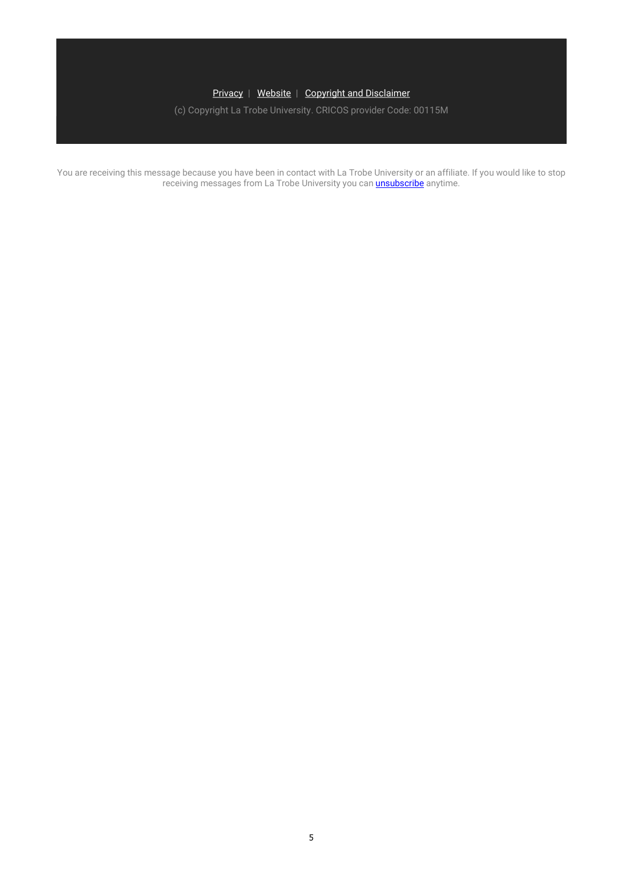Privacy | Website | Copyright and Disclaimer

(c) Copyright La Trobe University. CRICOS provider Code: 00115M

You are receiving this message because you have been in contact with La Trobe University or an affiliate. If you would like to stop receiving messages from La Trobe University you can unsubscribe anytime.